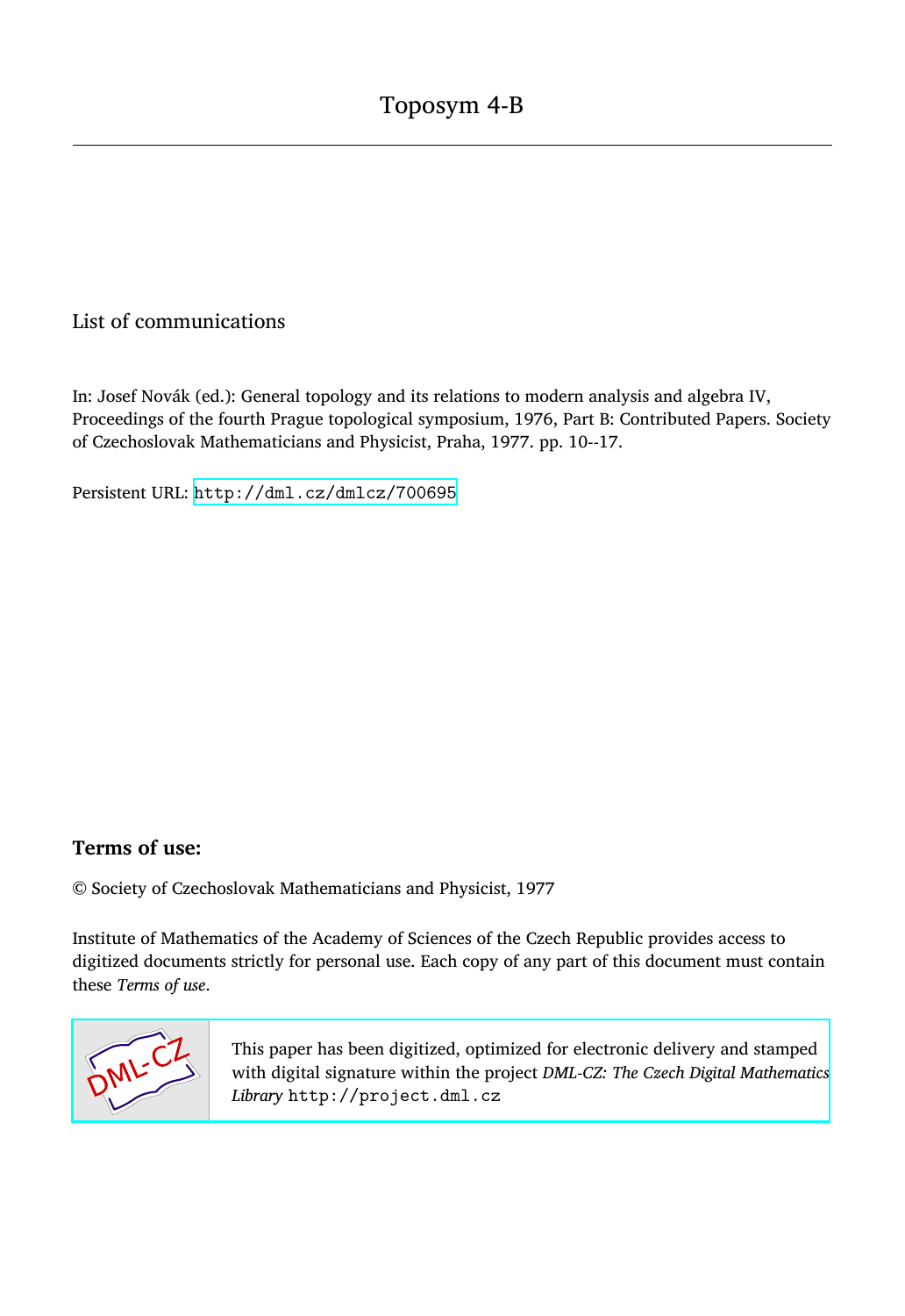# Toposym 4-B

List of communications

In: Josef Novák (ed.): General topology and its relations to modern analysis and algebra IV, Proceedings of the fourth Prague topological symposium, 1976, Part B: Contributed Papers. Society of Czechoslovak Mathematicians and Physicist, Praha, 1977. pp. 10--17.

Persistent URL: http://dml.cz/dmlcz/700695

## Terms of use:

© Society of Czechoslovak Mathematicians and Physicist, 1977

Institute of Mathematics of the Academy of Sciences of the Czech Republic provides access to digitized documents strictly for personal use. Each copy of any part of this document must contain these *Terms of use*.

This paper has been digitized, optimized for electronic delivery and stamped with digital signature within the project *DML-CZ: The Czech Digital Mathematics Library* http://project.dml.cz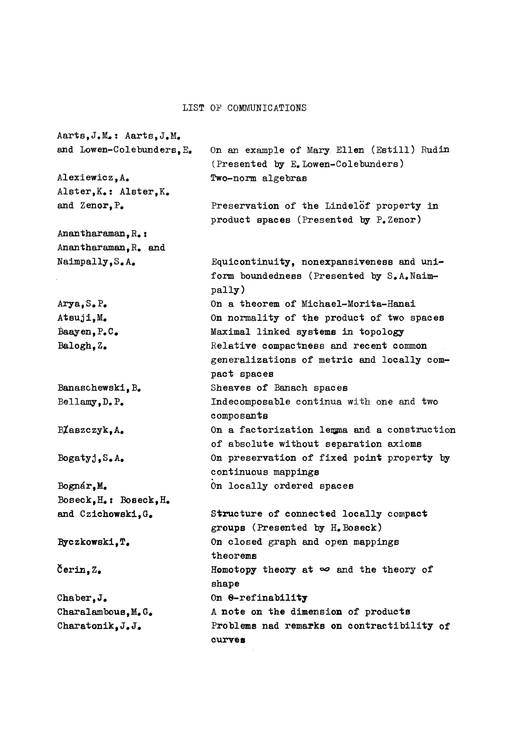# LIST OF COMMUNICATIONS

| | |
|---|---|
| Aarts, J.M.: Aarts, J.M. and Lowen-Colebunders, E. | On an example of Mary Ellen (Estill) Rudin (Presented by E. Lowen-Colebunders) |
| Alexiewicz, A. | Two-norm algebras |
| Alster, K.: Alster, K. and Zenor, P. | Preservation of the Lindelöf property in product spaces (Presented by P. Zenor) |
| Anantharaman, R.: Anantharaman, R. and Naimpally, S.A. | Equicontinuity, nonexpansiveness and uniform boundedness (Presented by S.A. Naimpally) |
| Arya, S.P. | On a theorem of Michael-Morita-Hanai |
| Atsuji, M. | On normality of the product of two spaces |
| Baayen, P.C. | Maximal linked systems in topology |
| Balogh, Z. | Relative compactness and recent common generalizations of metric and locally compact spaces |
| Banaschewski, B. | Sheaves of Banach spaces |
| Bellamy, D.P. | Indecomposable continua with one and two composants |
| Błaszczyk, A. | On a factorization lemma and a construction of absolute without separation axioms |
| Bogatyj, S.A. | On preservation of fixed point property by continuous mappings |
| Bognár, M. | On locally ordered spaces |
| Boseck, H.: Boseck, H. and Czichowski, G. | Structure of connected locally compact groups (Presented by H. Boseck) |
| Byczkowski, T. | On closed graph and open mappings theorems |
| Čerin, Z. | Homotopy theory at $\infty$ and the theory of shape |
| Chaber, J. | On $\theta$-refinability |
| Charalambous, M.G. | A note on the dimension of products |
| Charatonik, J.J. | Problems nad remarks on contractibility of curves |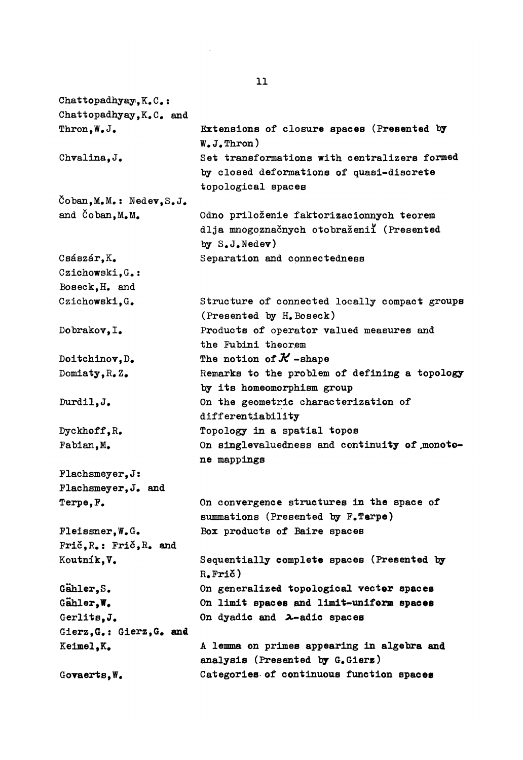| | |
|---|---|
| Chattopadhyay, K. C.: Chattopadhyay, K. C. and Thron, W. J. | Extensions of closure spaces (Presented by W. J. Thron) |
| Chvalina, J. | Set transformations with centralizers formed by closed deformations of quasi-discrete topological spaces |
| Čoban, M. M.: Nedev, S. J. and Čoban, M. M. | Odno priloženie faktorizacionnych teorem dlja mnogoznačnych otobraženií (Presented by S. J. Nedev) |
| Császár, K. | Separation and connectedness |
| Czichowski, G.: Boseck, H. and Czichowski, G. | Structure of connected locally compact groups (Presented by H. Boseck) |
| Dobrakov, I. | Products of operator valued measures and the Fubini theorem |
| Doitchinov, D. | The notion of $\mathcal{K}$-shape |
| Domiaty, R. Z. | Remarks to the problem of defining a topology by its homeomorphism group |
| Durdil, J. | On the geometric characterization of differentiability |
| Dyckhoff, R. | Topology in a spatial topos |
| Fabian, M. | On singlevaluedness and continuity of monotone mappings |
| Flachsmeyer, J: Flachsmeyer, J. and Terpe, F. | On convergence structures in the space of summations (Presented by F. Terpe) |
| Fleissner, W. G. | Box products of Baire spaces |
| Frič, R.: Frič, R. and Koutník, V. | Sequentially complete spaces (Presented by R. Frič) |
| Gähler, S. | On generalized topological vector spaces |
| Gähler, W. | On limit spaces and limit-uniform spaces |
| Gerlits, J. | On dyadic and $\lambda$-adic spaces |
| Gierz, G.: Gierz, G. and Keimel, K. | A lemma on primes appearing in algebra and analysis (Presented by G. Gierz) |
| Govaerts, W. | Categories of continuous function spaces |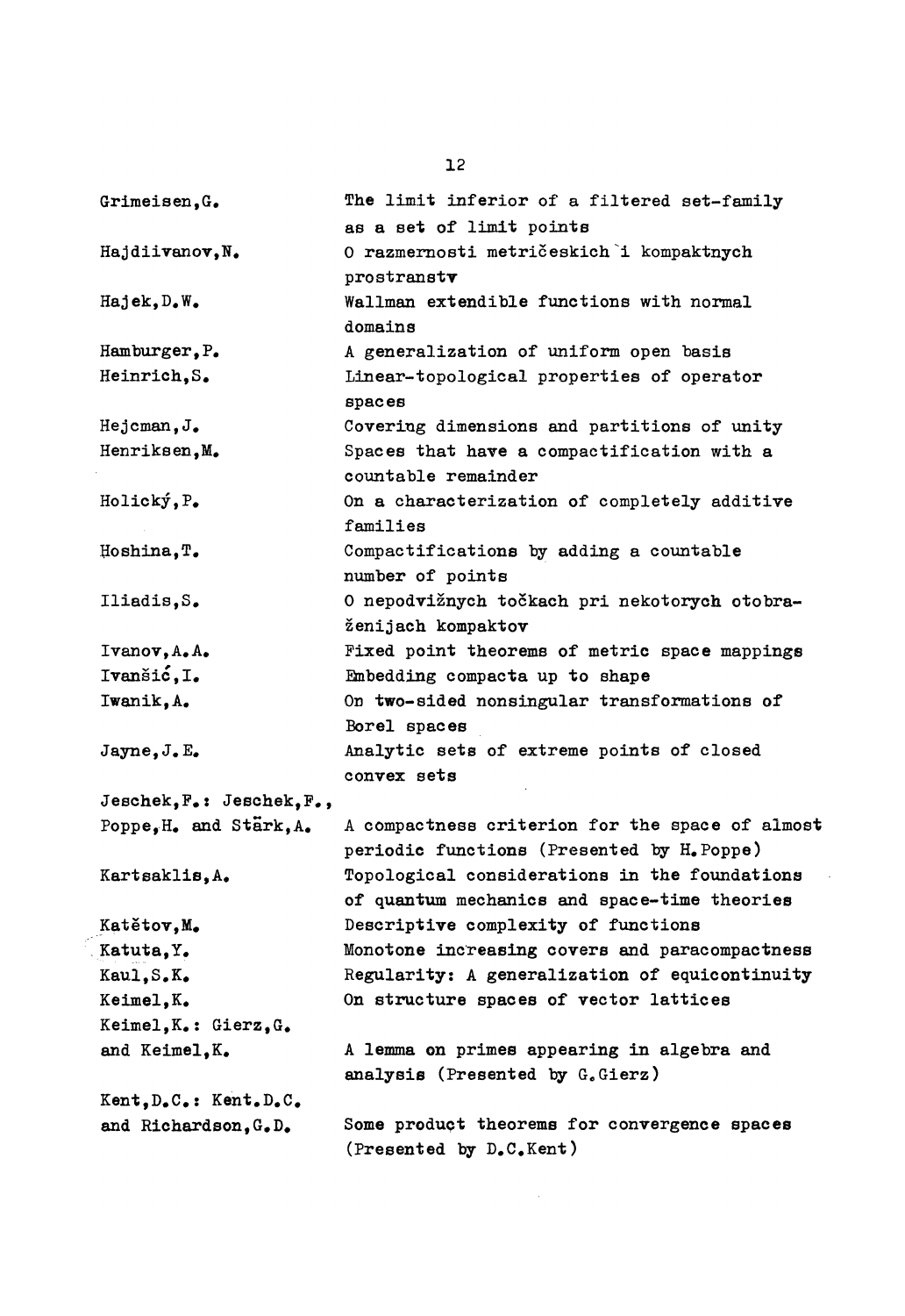| | |
|---|---|
| Grimeisen,G. | The limit inferior of a filtered set-family as a set of limit points |
| Hajdiivanov,N. | O razmernosti metričeskich i kompaktnych prostranstv |
| Hajek,D.W. | Wallman extendible functions with normal domains |
| Hamburger,P. | A generalization of uniform open basis |
| Heinrich,S. | Linear-topological properties of operator spaces |
| Hejcman,J. | Covering dimensions and partitions of unity |
| Henriksen,M. | Spaces that have a compactification with a countable remainder |
| Holický,P. | On a characterization of completely additive families |
| Hoshina,T. | Compactifications by adding a countable number of points |
| Iliadis,S. | O nepodvižnych točkach pri nekotorych otobraženijach kompaktov |
| Ivanov,A.A. | Fixed point theorems of metric space mappings |
| Ivanšić,I. | Embedding compacta up to shape |
| Iwanik,A. | On two-sided nonsingular transformations of Borel spaces |
| Jayne,J.E. | Analytic sets of extreme points of closed convex sets |
| Jeschek,F.: Jeschek,F., Poppe,H. and Stärk,A. | A compactness criterion for the space of almost periodic functions (Presented by H.Poppe) |
| Kartsaklis,A. | Topological considerations in the foundations of quantum mechanics and space-time theories |
| Katětov,M. | Descriptive complexity of functions |
| Katuta,Y. | Monotone increasing covers and paracompactness |
| Kaul,S.K. | Regularity: A generalization of equicontinuity |
| Keimel,K. | On structure spaces of vector lattices |
| Keimel,K.: Gierz,G. and Keimel,K. | A lemma on primes appearing in algebra and analysis (Presented by G.Gierz) |
| Kent,D.C.: Kent.D.C. and Richardson,G.D. | Some product theorems for convergence spaces (Presented by D.C.Kent) |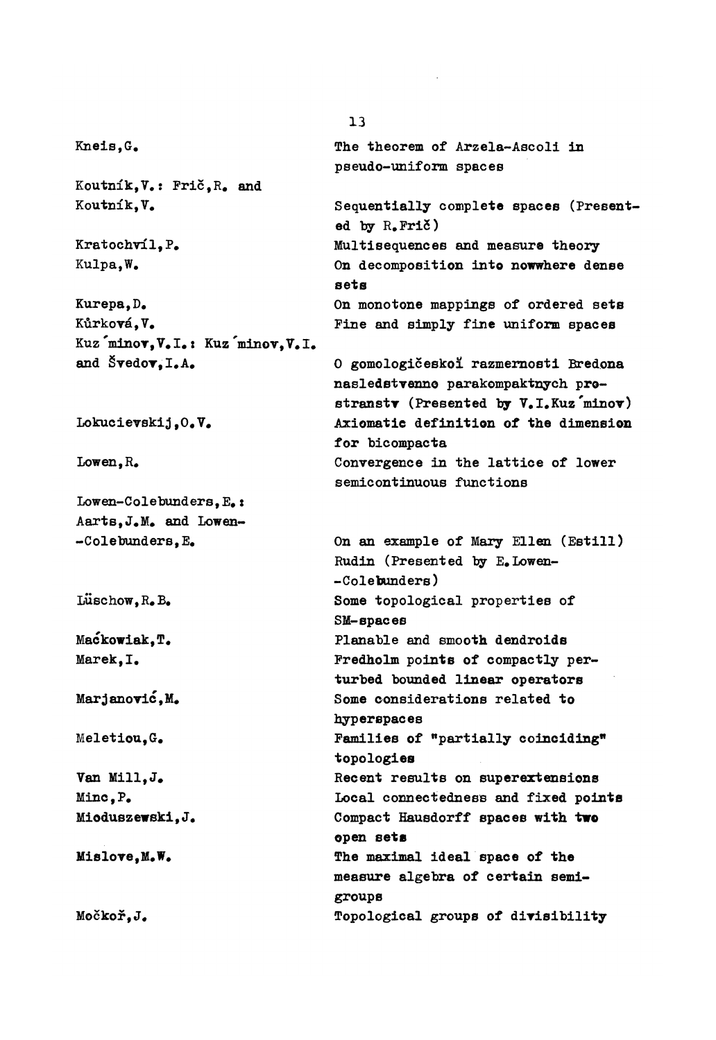| | |
|---|---|
| Kneis, G. | The theorem of Arzela-Ascoli in pseudo-uniform spaces |
| Koutník, V.: Frič, R. and Koutník, V. | Sequentially complete spaces (Presented by R. Frič) |
| Kratochvíl, P. | Multisequences and measure theory |
| Kulpa, W. | On decomposition into nowwhere dense sets |
| Kurepa, D. | On monotone mappings of ordered sets |
| Kůrková, V. | Fine and simply fine uniform spaces |
| Kuz´minov, V. I.: Kuz´minov, V. I. and Švedov, I. A. | O gomologičeskoĭ razmernosti Bredona nasledstvenno parakompaktnych prostranstv (Presented by V. I. Kuz´minov) |
| Lokucievskij, O. V. | Axiomatic definition of the dimension for bicompacta |
| Lowen, R. | Convergence in the lattice of lower semicontinuous functions |
| Lowen-Colebunders, E.: Aarts, J. M. and Lowen-Colebunders, E. | On an example of Mary Ellen (Estill) Rudin (Presented by E. Lowen-Colebunders) |
| Lüschow, R. B. | Some topological properties of SM-spaces |
| Maćkowiak, T. | Planable and smooth dendroids |
| Marek, I. | Fredholm points of compactly perturbed bounded linear operators |
| Marjanović, M. | Some considerations related to hyperspaces |
| Meletiou, G. | Families of "partially coinciding" topologies |
| Van Mill, J. | Recent results on superextensions |
| Minc, P. | Local connectedness and fixed points |
| Mioduszewski, J. | Compact Hausdorff spaces with two open sets |
| Mislove, M. W. | The maximal ideal space of the measure algebra of certain semigroups |
| Močkoř, J. | Topological groups of divisibility |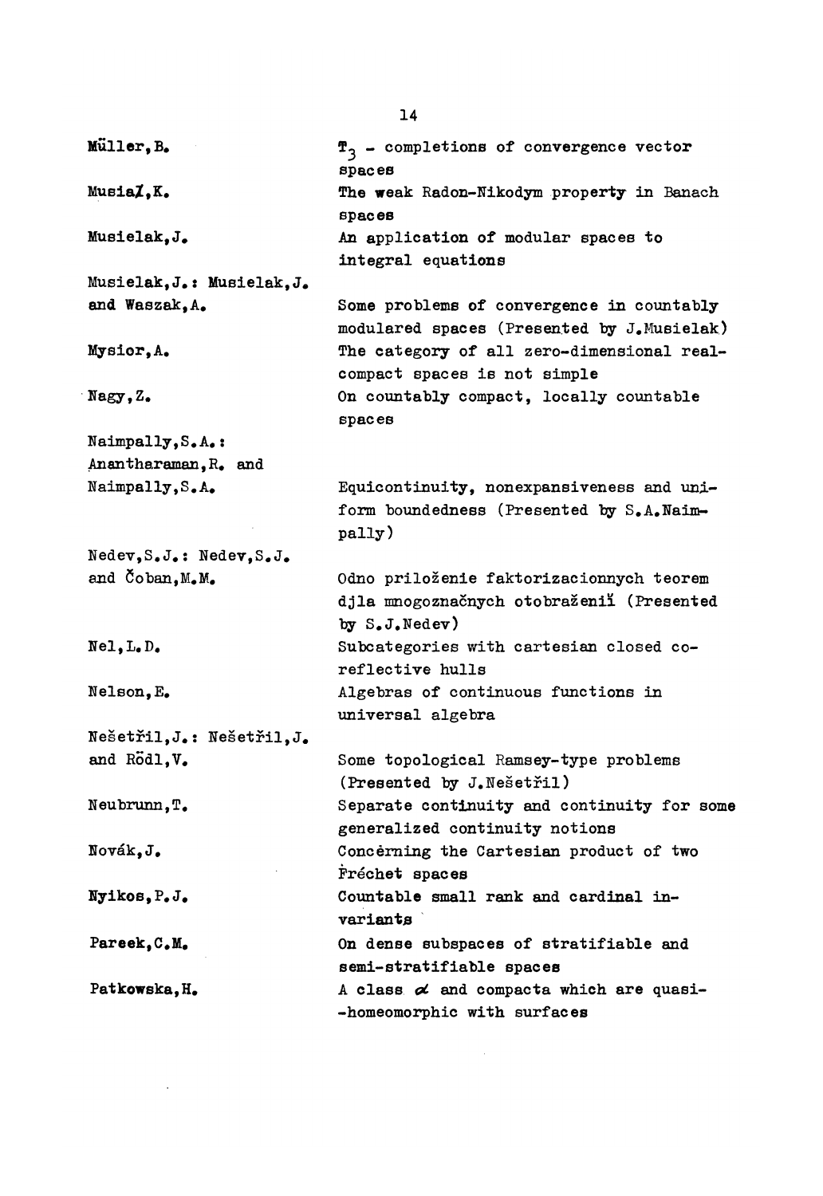| | |
|---|---|
| **Müller, B.** | $T_3$ - completions of convergence vector spaces |
| **Musiał, K.** | The weak Radon-Nikodym property in Banach spaces |
| Musielak, J. | An application of modular spaces to integral equations |
| Musielak, J.: Musielak, J. and Waszak, A. | Some problems of convergence in countably modulared spaces (Presented by J. Musielak) |
| Mysior, A. | The category of all zero-dimensional real-compact spaces is not simple |
| Nagy, Z. | On countably compact, locally countable spaces |
| Naimpally, S. A.: Anantharaman, R. and Naimpally, S. A. | Equicontinuity, nonexpansiveness and uniform boundedness (Presented by S. A. Naimpally) |
| Nedev, S. J.: Nedev, S. J. and Čoban, M. M. | Odno priloženie faktorizacionnych teorem djla mnogoznačnych otobraženiĭ (Presented by S. J. Nedev) |
| Nel, L. D. | Subcategories with cartesian closed co-reflective hulls |
| Nelson, E. | Algebras of continuous functions in universal algebra |
| Nešetřil, J.: Nešetřil, J. and Rödl, V. | Some topological Ramsey-type problems (Presented by J. Nešetřil) |
| Neubrunn, T. | Separate continuity and continuity for some generalized continuity notions |
| Novák, J. | Concerning the Cartesian product of two Fréchet spaces |
| Nyikos, P. J. | Countable small rank and cardinal invariants |
| Pareek, C. M. | On dense subspaces of stratifiable and semi-stratifiable spaces |
| Patkowska, H. | A class $\alpha$ and compacta which are quasi--homeomorphic with surfaces |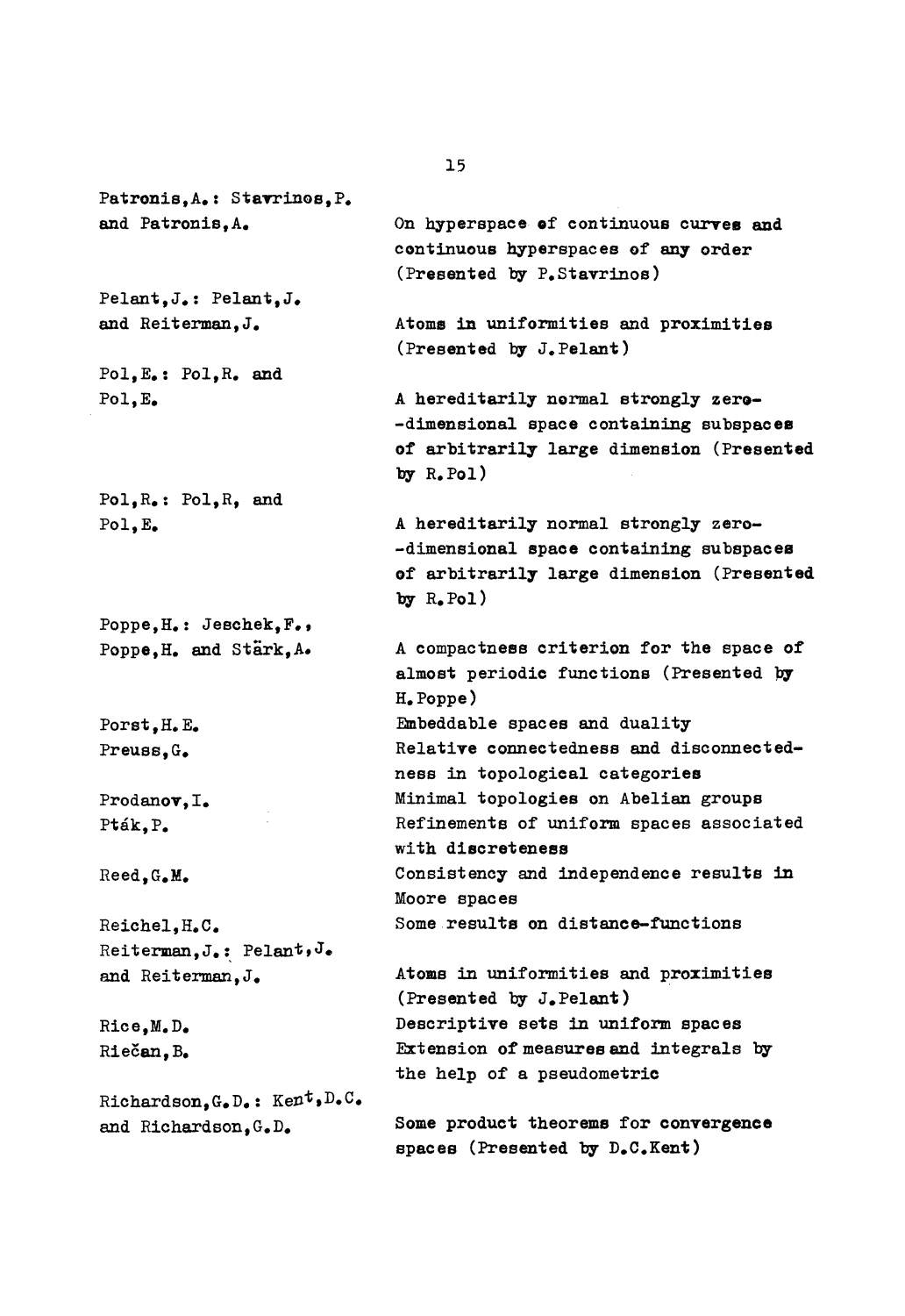| | |
|---|---|
| Patronis,A.: Stavrinos,P. and Patronis,A. | On hyperspace of continuous curves and continuous hyperspaces of any order (Presented by P.Stavrinos) |
| Pelant,J.: Pelant,J. and Reiterman,J. | Atoms in uniformities and proximities (Presented by J.Pelant) |
| Pol,E.: Pol,R. and Pol,E. | A hereditarily normal strongly zero--dimensional space containing subspaces of arbitrarily large dimension (Presented by R.Pol) |
| Pol,R.: Pol,R, and Pol,E. | A hereditarily normal strongly zero--dimensional space containing subspaces of arbitrarily large dimension (Presented by R.Pol) |
| Poppe,H.: Jeschek,F., Poppe,H. and Stärk,A. | A compactness criterion for the space of almost periodic functions (Presented by H.Poppe) |
| Porst,H.E. | Embeddable spaces and duality |
| Preuss,G. | Relative connectedness and disconnectedness in topological categories |
| Prodanov,I. | Minimal topologies on Abelian groups |
| Pták,P. | Refinements of uniform spaces associated with discreteness |
| Reed,G.M. | Consistency and independence results in Moore spaces |
| Reichel,H.C. | Some results on distance-functions |
| Reiterman,J.: Pelant,J. and Reiterman,J. | Atoms in uniformities and proximities (Presented by J.Pelant) |
| Rice,M.D. | Descriptive sets in uniform spaces |
| Riečan,B. | Extension of measures and integrals by the help of a pseudometric |
| Richardson,G.D.: Kent,D.C. and Richardson,G.D. | Some product theorems for convergence spaces (Presented by D.C.Kent) |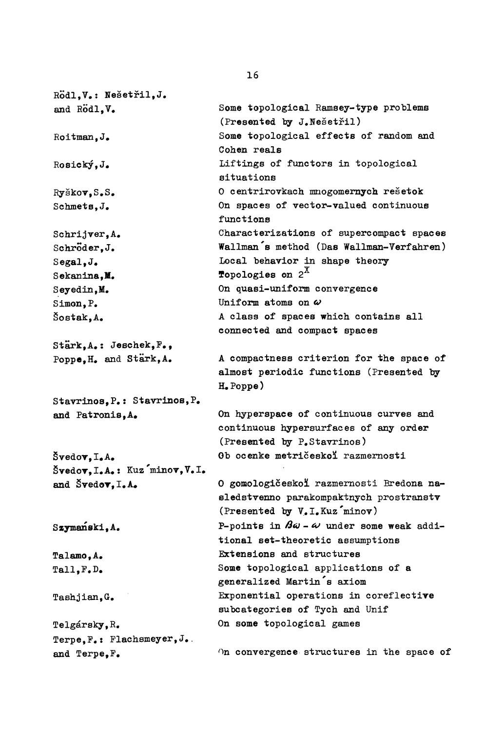| | |
|---|---|
| Rödl, V.: Nešetřil, J. and Rödl, V. | Some topological Ramsey-type problems (Presented by J. Nešetřil) |
| Roitman, J. | Some topological effects of random and Cohen reals |
| Rosický, J. | Liftings of functors in topological situations |
| Ryškov, S.S. | O centrirovkach mnogomernych rešetok |
| Schmets, J. | On spaces of vector-valued continuous functions |
| Schrijver, A. | Characterizations of supercompact spaces |
| Schröder, J. | Wallman's method (Das Wallman-Verfahren) |
| Segal, J. | Local behavior in shape theory |
| Sekanina, M. | Topologies on $2^X$ |
| Seyedin, M. | On quasi-uniform convergence |
| Simon, P. | Uniform atoms on $\omega$ |
| Šostak, A. | A class of spaces which contains all connected and compact spaces |
| Stärk, A.: Jeschek, F., Poppe, H. and Stärk, A. | A compactness criterion for the space of almost periodic functions (Presented by H. Poppe) |
| Stavrinos, P.: Stavrinos, P. and Patronis, A. | On hyperspace of continuous curves and continuous hypersurfaces of any order (Presented by P. Stavrinos) |
| Švedov, I.A. | Ob ocenke metričeskoĭ razmernosti |
| Švedov, I.A.: Kuz'minov, V.I. and Švedov, I.A. | O gomologičeskoĭ razmernosti Bredona nasledstvenno parakompaktnych prostranstv (Presented by V.I. Kuz'minov) |
| Szymański, A. | P-points in $\beta\omega - \omega$ under some weak additional set-theoretic assumptions |
| Talamo, A. | Extensions and structures |
| Tall, F.D. | Some topological applications of a generalized Martin's axiom |
| Tashjian, G. | Exponential operations in coreflective subcategories of Tych and Unif |
| Telgársky, R. | On some topological games |
| Terpe, F.: Flachsmeyer, J. and Terpe, F. | On convergence structures in the space of |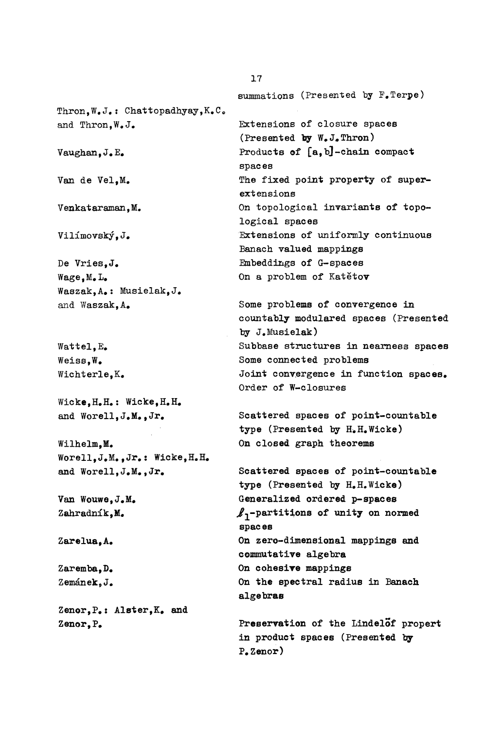summations (Presented by F.Terpe)

| | |
|---|---|
| Thron,W.J.: Chattopadhyay,K.C. and Thron,W.J. | Extensions of closure spaces (Presented by W.J.Thron) |
| Vaughan,J.E. | Products of [a,b]-chain compact spaces |
| Van de Vel,M. | The fixed point property of superextensions |
| Venkataraman,M. | On topological invariants of topological spaces |
| Vilímovský,J. | Extensions of uniformly continuous Banach valued mappings |
| De Vries,J. | Embeddings of G-spaces |
| Wage,M.L. | On a problem of Katětov |
| Waszak,A.: Musielak,J. and Waszak,A. | Some problems of convergence in countably modulared spaces (Presented by J.Musielak) |
| Wattel,E. | Subbase structures in nearness spaces |
| Weiss,W. | Some connected problems |
| Wichterle,K. | Joint convergence in function spaces. Order of W-closures |
| Wicke,H.H.: Wicke,H.H. and Worell,J.M.,Jr. | Scattered spaces of point-countable type (Presented by H.H.Wicke) |
| Wilhelm,M. | On closed graph theorems |
| Worell,J.M.,Jr.: Wicke,H.H. and Worell,J.M.,Jr. | Scattered spaces of point-countable type (Presented by H.H.Wicke) |
| Van Wouwe,J.M. | Generalized ordered p-spaces |
| Zahradník,M. | $\ell_1$-partitions of unity on normed spaces |
| Zarelua,A. | On zero-dimensional mappings and commutative algebra |
| Zaremba,D. | On cohesive mappings |
| Zemánek,J. | On the spectral radius in Banach algebras |
| Zenor,P.: Alster,K. and Zenor,P. | Preservation of the Lindelöf propert in product spaces (Presented by P.Zenor) |